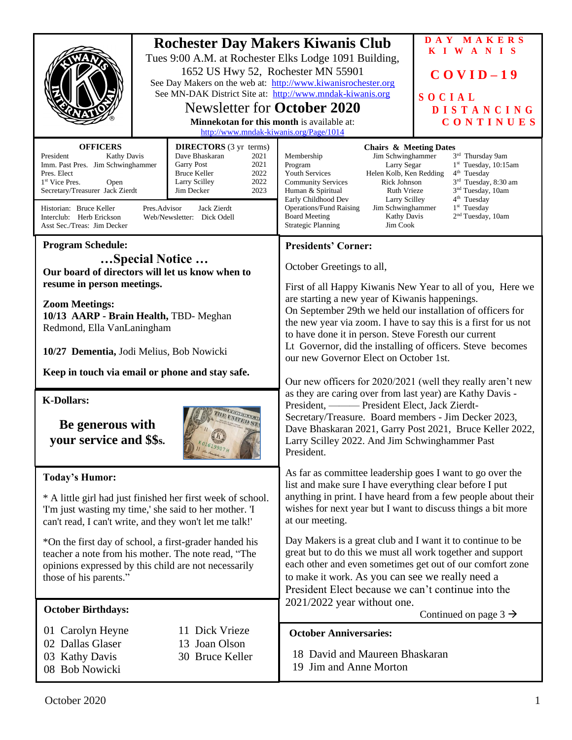# Rochester Day Makers Kiwanis Club

Tues 9:00 A.M. at Rochester Elks Lodge 1091 Building, 1652 US Hwy 52, Rochester MN 55901

See Day Makers on the web at: http://www.kiwanisrochester.org

See MN-DAK District Site at: http://www.mndak-kiwanis.org

## Newsletter for October 2020

**Minnekotan for this month** is available at: http://www.mndak-kiwanis.org/Page/1014

**DAY MAKERS KIWANIS**

**COVID-19**

**SOCIAL DISTANCING CONTINUES**

**OFFICERS**

| | |
|---|---|
| President | Kathy Davis |
| Imm. Past Pres. | Jim Schwinghammer |
| Pres. Elect | |
| 1st Vice Pres. | Open |
| Secretary/Treasurer | Jack Zierdt |

**DIRECTORS** (3 yr terms)

| | |
|---|---|
| Dave Bhaskaran | 2021 |
| Garry Post | 2021 |
| Bruce Keller | 2022 |
| Larry Scilley | 2022 |
| Jim Decker | 2023 |

Historian: Bruce Keller — Pres.Advisor: Jack Zierdt
Interclub: Herb Erickson — Web/Newsletter: Dick Odell
Asst Sec./Treas: Jim Decker

**Chairs & Meeting Dates**

| | | |
|---|---|---|
| Membership | Jim Schwinghammer | 3rd Thursday 9am |
| Program | Larry Segar | 1st Tuesday, 10:15am |
| Youth Services | Helen Kolb, Ken Redding | 4th Tuesday |
| Community Services | Rick Johnson | 3rd Tuesday, 8:30 am |
| Human & Spiritual | Ruth Vrieze | 3nd Tuesday, 10am |
| Early Childhood Dev | Larry Scilley | 4th Tuesday |
| Operations/Fund Raising | Jim Schwinghammer | 1st Tuesday |
| Board Meeting | Kathy Davis | 2nd Tuesday, 10am |
| Strategic Planning | Jim Cook | |

### Program Schedule:

**…Special Notice …**

**Our board of directors will let us know when to resume in person meetings.**

**Zoom Meetings:**

**10/13 AARP - Brain Health,** TBD- Meghan Redmond, Ella VanLaningham

**10/27 Dementia,** Jodi Melius, Bob Nowicki

**Keep in touch via email or phone and stay safe.**

### K-Dollars:

**Be generous with your service and $$s.**

### Today's Humor:

\* A little girl had just finished her first week of school. 'I'm just wasting my time,' she said to her mother. 'I can't read, I can't write, and they won't let me talk!'

\*On the first day of school, a first-grader handed his teacher a note from his mother. The note read, "The opinions expressed by this child are not necessarily those of his parents."

### October Birthdays:

01 Carolyn Heyne
02 Dallas Glaser
03 Kathy Davis
08 Bob Nowicki
11 Dick Vrieze
13 Joan Olson
30 Bruce Keller

### Presidents' Corner:

October Greetings to all,

First of all Happy Kiwanis New Year to all of you, Here we are starting a new year of Kiwanis happenings.
On September 29th we held our installation of officers for the new year via zoom. I have to say this is a first for us not to have done it in person. Steve Foresth our current Lt Governor, did the installing of officers. Steve becomes our new Governor Elect on October 1st.

Our new officers for 2020/2021 (well they really aren't new as they are caring over from last year) are Kathy Davis - President, ——— President Elect, Jack Zierdt- Secretary/Treasure. Board members - Jim Decker 2023, Dave Bhaskaran 2021, Garry Post 2021, Bruce Keller 2022, Larry Scilley 2022. And Jim Schwinghammer Past President.

As far as committee leadership goes I want to go over the list and make sure I have everything clear before I put anything in print. I have heard from a few people about their wishes for next year but I want to discuss things a bit more at our meeting.

Day Makers is a great club and I want it to continue to be great but to do this we must all work together and support each other and even sometimes get out of our comfort zone to make it work. As you can see we really need a President Elect because we can't continue into the 2021/2022 year without one.

Continued on page 3 →

### October Anniversaries:

18 David and Maureen Bhaskaran
19 Jim and Anne Morton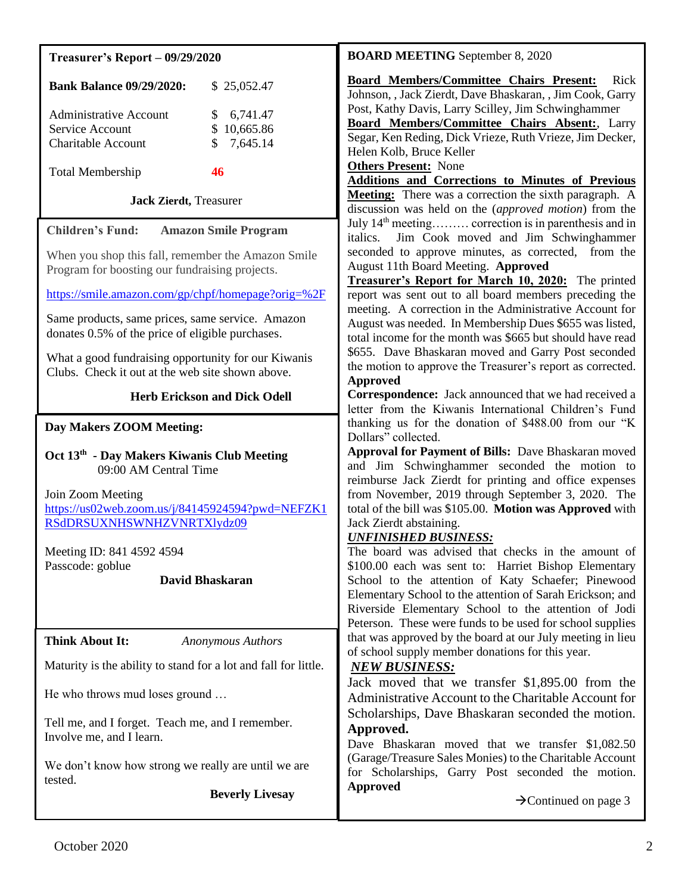**Treasurer's Report – 09/29/2020**

| | |
|---|---|
| **Bank Balance 09/29/2020:** | $ 25,052.47 |
| Administrative Account | $ 6,741.47 |
| Service Account | $ 10,665.86 |
| Charitable Account | $ 7,645.14 |
| Total Membership | **46** |

**Jack Zierdt,** Treasurer

**Children's Fund: Amazon Smile Program**

When you shop this fall, remember the Amazon Smile Program for boosting our fundraising projects.

https://smile.amazon.com/gp/chpf/homepage?orig=%2F

Same products, same prices, same service. Amazon donates 0.5% of the price of eligible purchases.

What a good fundraising opportunity for our Kiwanis Clubs. Check it out at the web site shown above.

**Herb Erickson and Dick Odell**

**Day Makers ZOOM Meeting:**

**Oct 13th - Day Makers Kiwanis Club Meeting**
09:00 AM Central Time

Join Zoom Meeting
https://us02web.zoom.us/j/84145924594?pwd=NEFZK1RSdDRSUXNHSWNHZVNRTXlydz09

Meeting ID: 841 4592 4594
Passcode: goblue

**David Bhaskaran**

**Think About It:** *Anonymous Authors*

Maturity is the ability to stand for a lot and fall for little.

He who throws mud loses ground …

Tell me, and I forget. Teach me, and I remember. Involve me, and I learn.

We don't know how strong we really are until we are tested.

**Beverly Livesay**

**BOARD MEETING** September 8, 2020

**Board Members/Committee Chairs Present:** Rick Johnson, , Jack Zierdt, Dave Bhaskaran, , Jim Cook, Garry Post, Kathy Davis, Larry Scilley, Jim Schwinghammer
**Board Members/Committee Chairs Absent:**, Larry Segar, Ken Reding, Dick Vrieze, Ruth Vrieze, Jim Decker, Helen Kolb, Bruce Keller
**Others Present:** None
**Additions and Corrections to Minutes of Previous Meeting:** There was a correction the sixth paragraph. A discussion was held on the (*approved motion*) from the July 14th meeting……… correction is in parenthesis and in italics. Jim Cook moved and Jim Schwinghammer seconded to approve minutes, as corrected, from the August 11th Board Meeting. **Approved**
**Treasurer's Report for March 10, 2020:** The printed report was sent out to all board members preceding the meeting. A correction in the Administrative Account for August was needed. In Membership Dues $655 was listed, total income for the month was $665 but should have read $655. Dave Bhaskaran moved and Garry Post seconded the motion to approve the Treasurer's report as corrected. **Approved**
**Correspondence:** Jack announced that we had received a letter from the Kiwanis International Children's Fund thanking us for the donation of $488.00 from our "K Dollars" collected.
**Approval for Payment of Bills:** Dave Bhaskaran moved and Jim Schwinghammer seconded the motion to reimburse Jack Zierdt for printing and office expenses from November, 2019 through September 3, 2020. The total of the bill was $105.00. **Motion was Approved** with Jack Zierdt abstaining.

***UNFINISHED BUSINESS:***
The board was advised that checks in the amount of $100.00 each was sent to: Harriet Bishop Elementary School to the attention of Katy Schaefer; Pinewood Elementary School to the attention of Sarah Erickson; and Riverside Elementary School to the attention of Jodi Peterson. These were funds to be used for school supplies that was approved by the board at our July meeting in lieu of school supply member donations for this year.

***NEW BUSINESS:***
Jack moved that we transfer $1,895.00 from the Administrative Account to the Charitable Account for Scholarships, Dave Bhaskaran seconded the motion. **Approved.**
Dave Bhaskaran moved that we transfer $1,082.50 (Garage/Treasure Sales Monies) to the Charitable Account for Scholarships, Garry Post seconded the motion. **Approved**

→Continued on page 3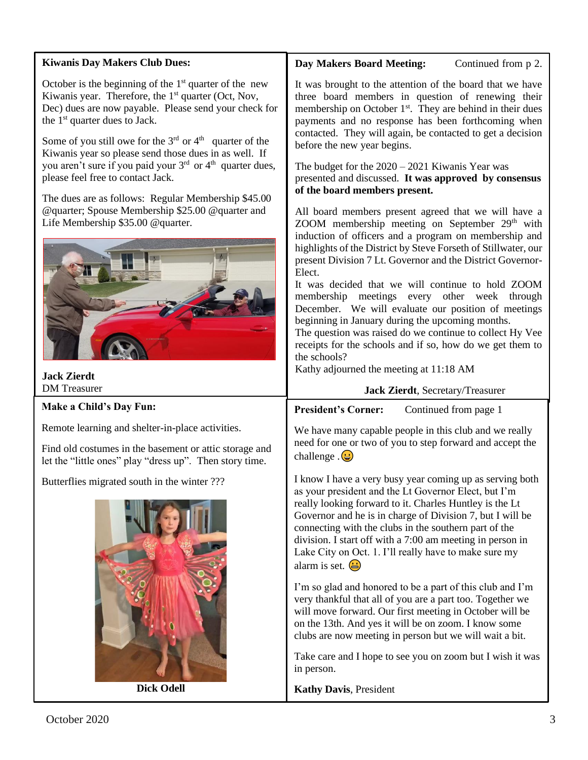**Kiwanis Day Makers Club Dues:**

October is the beginning of the 1st quarter of the new Kiwanis year. Therefore, the 1st quarter (Oct, Nov, Dec) dues are now payable. Please send your check for the 1st quarter dues to Jack.

Some of you still owe for the 3rd or 4th quarter of the Kiwanis year so please send those dues in as well. If you aren't sure if you paid your 3rd or 4th quarter dues, please feel free to contact Jack.

The dues are as follows: Regular Membership $45.00 @quarter; Spouse Membership $25.00 @quarter and Life Membership $35.00 @quarter.

**Jack Zierdt**
DM Treasurer

**Make a Child's Day Fun:**

Remote learning and shelter-in-place activities.

Find old costumes in the basement or attic storage and let the "little ones" play "dress up". Then story time.

Butterflies migrated south in the winter ???

**Dick Odell**

**Day Makers Board Meeting:** Continued from p 2.

It was brought to the attention of the board that we have three board members in question of renewing their membership on October 1st. They are behind in their dues payments and no response has been forthcoming when contacted. They will again, be contacted to get a decision before the new year begins.

The budget for the 2020 – 2021 Kiwanis Year was presented and discussed. **It was approved by consensus of the board members present.**

All board members present agreed that we will have a ZOOM membership meeting on September 29th with induction of officers and a program on membership and highlights of the District by Steve Forseth of Stillwater, our present Division 7 Lt. Governor and the District Governor-Elect.

It was decided that we will continue to hold ZOOM membership meetings every other week through December. We will evaluate our position of meetings beginning in January during the upcoming months.

The question was raised do we continue to collect Hy Vee receipts for the schools and if so, how do we get them to the schools?

Kathy adjourned the meeting at 11:18 AM

**Jack Zierdt**, Secretary/Treasurer

**President's Corner:** Continued from page 1

We have many capable people in this club and we really need for one or two of you to step forward and accept the challenge . 😀

I know I have a very busy year coming up as serving both as your president and the Lt Governor Elect, but I'm really looking forward to it. Charles Huntley is the Lt Governor and he is in charge of Division 7, but I will be connecting with the clubs in the southern part of the division. I start off with a 7:00 am meeting in person in Lake City on Oct. 1. I'll really have to make sure my alarm is set. 😬

I'm so glad and honored to be a part of this club and I'm very thankful that all of you are a part too. Together we will move forward. Our first meeting in October will be on the 13th. And yes it will be on zoom. I know some clubs are now meeting in person but we will wait a bit.

Take care and I hope to see you on zoom but I wish it was in person.

**Kathy Davis**, President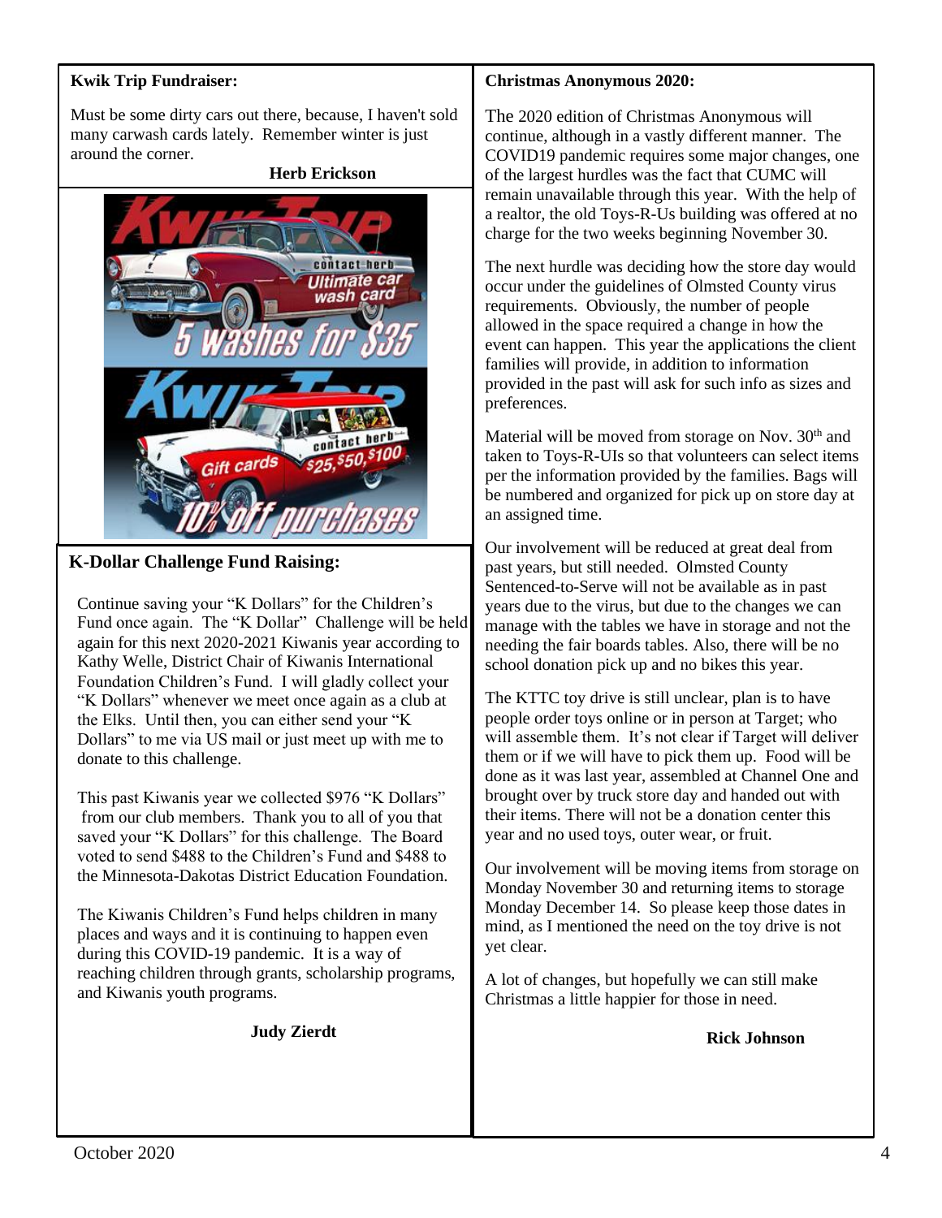### Kwik Trip Fundraiser:

Must be some dirty cars out there, because, I haven't sold many carwash cards lately. Remember winter is just around the corner.

**Herb Erickson**

### K-Dollar Challenge Fund Raising:

Continue saving your "K Dollars" for the Children's Fund once again. The "K Dollar" Challenge will be held again for this next 2020-2021 Kiwanis year according to Kathy Welle, District Chair of Kiwanis International Foundation Children's Fund. I will gladly collect your "K Dollars" whenever we meet once again as a club at the Elks. Until then, you can either send your "K Dollars" to me via US mail or just meet up with me to donate to this challenge.

This past Kiwanis year we collected $976 "K Dollars" from our club members. Thank you to all of you that saved your "K Dollars" for this challenge. The Board voted to send $488 to the Children's Fund and $488 to the Minnesota-Dakotas District Education Foundation.

The Kiwanis Children's Fund helps children in many places and ways and it is continuing to happen even during this COVID-19 pandemic. It is a way of reaching children through grants, scholarship programs, and Kiwanis youth programs.

**Judy Zierdt**

### Christmas Anonymous 2020:

The 2020 edition of Christmas Anonymous will continue, although in a vastly different manner. The COVID19 pandemic requires some major changes, one of the largest hurdles was the fact that CUMC will remain unavailable through this year. With the help of a realtor, the old Toys-R-Us building was offered at no charge for the two weeks beginning November 30.

The next hurdle was deciding how the store day would occur under the guidelines of Olmsted County virus requirements. Obviously, the number of people allowed in the space required a change in how the event can happen. This year the applications the client families will provide, in addition to information provided in the past will ask for such info as sizes and preferences.

Material will be moved from storage on Nov. 30th and taken to Toys-R-UIs so that volunteers can select items per the information provided by the families. Bags will be numbered and organized for pick up on store day at an assigned time.

Our involvement will be reduced at great deal from past years, but still needed. Olmsted County Sentenced-to-Serve will not be available as in past years due to the virus, but due to the changes we can manage with the tables we have in storage and not the needing the fair boards tables. Also, there will be no school donation pick up and no bikes this year.

The KTTC toy drive is still unclear, plan is to have people order toys online or in person at Target; who will assemble them. It's not clear if Target will deliver them or if we will have to pick them up. Food will be done as it was last year, assembled at Channel One and brought over by truck store day and handed out with their items. There will not be a donation center this year and no used toys, outer wear, or fruit.

Our involvement will be moving items from storage on Monday November 30 and returning items to storage Monday December 14. So please keep those dates in mind, as I mentioned the need on the toy drive is not yet clear.

A lot of changes, but hopefully we can still make Christmas a little happier for those in need.

**Rick Johnson**